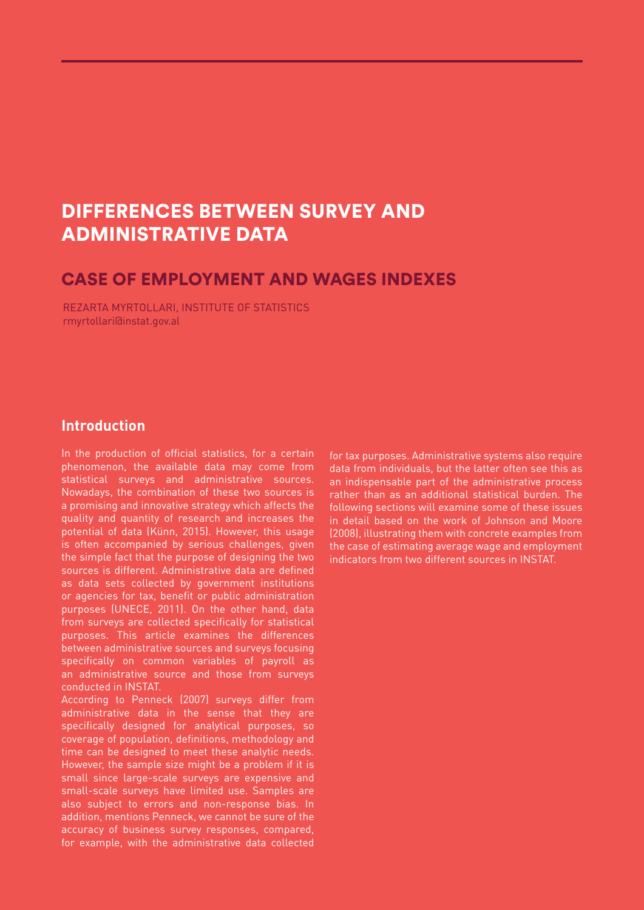# DIFFERENCES BETWEEN SURVEY AND ADMINISTRATIVE DATA

## CASE OF EMPLOYMENT AND WAGES INDEXES

REZARTA MYRTOLLARI, INSTITUTE OF STATISTICS
rmyrtollari@instat.gov.al

### Introduction

In the production of official statistics, for a certain phenomenon, the available data may come from statistical surveys and administrative sources. Nowadays, the combination of these two sources is a promising and innovative strategy which affects the quality and quantity of research and increases the potential of data (Künn, 2015). However, this usage is often accompanied by serious challenges, given the simple fact that the purpose of designing the two sources is different. Administrative data are defined as data sets collected by government institutions or agencies for tax, benefit or public administration purposes (UNECE, 2011). On the other hand, data from surveys are collected specifically for statistical purposes. This article examines the differences between administrative sources and surveys focusing specifically on common variables of payroll as an administrative source and those from surveys conducted in INSTAT.

According to Penneck (2007) surveys differ from administrative data in the sense that they are specifically designed for analytical purposes, so coverage of population, definitions, methodology and time can be designed to meet these analytic needs. However, the sample size might be a problem if it is small since large-scale surveys are expensive and small-scale surveys have limited use. Samples are also subject to errors and non-response bias. In addition, mentions Penneck, we cannot be sure of the accuracy of business survey responses, compared, for example, with the administrative data collected for tax purposes. Administrative systems also require data from individuals, but the latter often see this as an indispensable part of the administrative process rather than as an additional statistical burden. The following sections will examine some of these issues in detail based on the work of Johnson and Moore (2008), illustrating them with concrete examples from the case of estimating average wage and employment indicators from two different sources in INSTAT.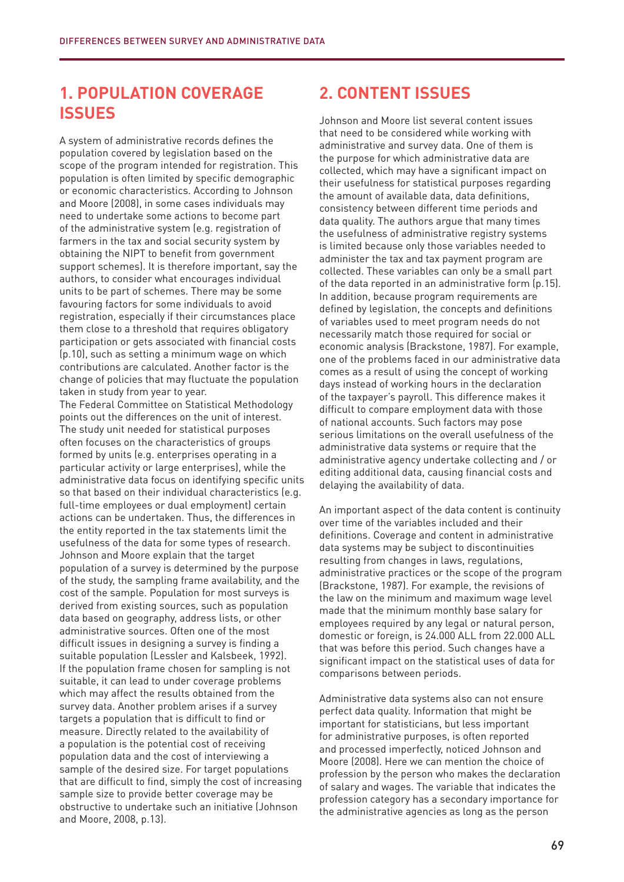## 1. POPULATION COVERAGE ISSUES

A system of administrative records defines the population covered by legislation based on the scope of the program intended for registration. This population is often limited by specific demographic or economic characteristics. According to Johnson and Moore (2008), in some cases individuals may need to undertake some actions to become part of the administrative system (e.g. registration of farmers in the tax and social security system by obtaining the NIPT to benefit from government support schemes). It is therefore important, say the authors, to consider what encourages individual units to be part of schemes. There may be some favouring factors for some individuals to avoid registration, especially if their circumstances place them close to a threshold that requires obligatory participation or gets associated with financial costs (p.10), such as setting a minimum wage on which contributions are calculated. Another factor is the change of policies that may fluctuate the population taken in study from year to year.

The Federal Committee on Statistical Methodology points out the differences on the unit of interest. The study unit needed for statistical purposes often focuses on the characteristics of groups formed by units (e.g. enterprises operating in a particular activity or large enterprises), while the administrative data focus on identifying specific units so that based on their individual characteristics (e.g. full-time employees or dual employment) certain actions can be undertaken. Thus, the differences in the entity reported in the tax statements limit the usefulness of the data for some types of research. Johnson and Moore explain that the target population of a survey is determined by the purpose of the study, the sampling frame availability, and the cost of the sample. Population for most surveys is derived from existing sources, such as population data based on geography, address lists, or other administrative sources. Often one of the most difficult issues in designing a survey is finding a suitable population (Lessler and Kalsbeek, 1992). If the population frame chosen for sampling is not suitable, it can lead to under coverage problems which may affect the results obtained from the survey data. Another problem arises if a survey targets a population that is difficult to find or measure. Directly related to the availability of a population is the potential cost of receiving population data and the cost of interviewing a sample of the desired size. For target populations that are difficult to find, simply the cost of increasing sample size to provide better coverage may be obstructive to undertake such an initiative (Johnson and Moore, 2008, p.13).

## 2. CONTENT ISSUES

Johnson and Moore list several content issues that need to be considered while working with administrative and survey data. One of them is the purpose for which administrative data are collected, which may have a significant impact on their usefulness for statistical purposes regarding the amount of available data, data definitions, consistency between different time periods and data quality. The authors argue that many times the usefulness of administrative registry systems is limited because only those variables needed to administer the tax and tax payment program are collected. These variables can only be a small part of the data reported in an administrative form (p.15). In addition, because program requirements are defined by legislation, the concepts and definitions of variables used to meet program needs do not necessarily match those required for social or economic analysis (Brackstone, 1987). For example, one of the problems faced in our administrative data comes as a result of using the concept of working days instead of working hours in the declaration of the taxpayer's payroll. This difference makes it difficult to compare employment data with those of national accounts. Such factors may pose serious limitations on the overall usefulness of the administrative data systems or require that the administrative agency undertake collecting and / or editing additional data, causing financial costs and delaying the availability of data.

An important aspect of the data content is continuity over time of the variables included and their definitions. Coverage and content in administrative data systems may be subject to discontinuities resulting from changes in laws, regulations, administrative practices or the scope of the program (Brackstone, 1987). For example, the revisions of the law on the minimum and maximum wage level made that the minimum monthly base salary for employees required by any legal or natural person, domestic or foreign, is 24.000 ALL from 22.000 ALL that was before this period. Such changes have a significant impact on the statistical uses of data for comparisons between periods.

Administrative data systems also can not ensure perfect data quality. Information that might be important for statisticians, but less important for administrative purposes, is often reported and processed imperfectly, noticed Johnson and Moore (2008). Here we can mention the choice of profession by the person who makes the declaration of salary and wages. The variable that indicates the profession category has a secondary importance for the administrative agencies as long as the person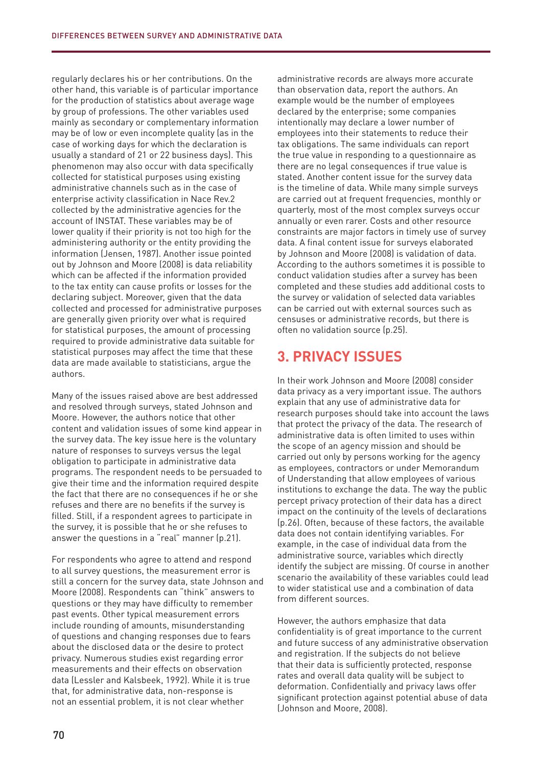regularly declares his or her contributions. On the other hand, this variable is of particular importance for the production of statistics about average wage by group of professions. The other variables used mainly as secondary or complementary information may be of low or even incomplete quality (as in the case of working days for which the declaration is usually a standard of 21 or 22 business days). This phenomenon may also occur with data specifically collected for statistical purposes using existing administrative channels such as in the case of enterprise activity classification in Nace Rev.2 collected by the administrative agencies for the account of INSTAT. These variables may be of lower quality if their priority is not too high for the administering authority or the entity providing the information (Jensen, 1987). Another issue pointed out by Johnson and Moore (2008) is data reliability which can be affected if the information provided to the tax entity can cause profits or losses for the declaring subject. Moreover, given that the data collected and processed for administrative purposes are generally given priority over what is required for statistical purposes, the amount of processing required to provide administrative data suitable for statistical purposes may affect the time that these data are made available to statisticians, argue the authors.

Many of the issues raised above are best addressed and resolved through surveys, stated Johnson and Moore. However, the authors notice that other content and validation issues of some kind appear in the survey data. The key issue here is the voluntary nature of responses to surveys versus the legal obligation to participate in administrative data programs. The respondent needs to be persuaded to give their time and the information required despite the fact that there are no consequences if he or she refuses and there are no benefits if the survey is filled. Still, if a respondent agrees to participate in the survey, it is possible that he or she refuses to answer the questions in a "real" manner (p.21).

For respondents who agree to attend and respond to all survey questions, the measurement error is still a concern for the survey data, state Johnson and Moore (2008). Respondents can "think" answers to questions or they may have difficulty to remember past events. Other typical measurement errors include rounding of amounts, misunderstanding of questions and changing responses due to fears about the disclosed data or the desire to protect privacy. Numerous studies exist regarding error measurements and their effects on observation data (Lessler and Kalsbeek, 1992). While it is true that, for administrative data, non-response is not an essential problem, it is not clear whether administrative records are always more accurate than observation data, report the authors. An example would be the number of employees declared by the enterprise; some companies intentionally may declare a lower number of employees into their statements to reduce their tax obligations. The same individuals can report the true value in responding to a questionnaire as there are no legal consequences if true value is stated. Another content issue for the survey data is the timeline of data. While many simple surveys are carried out at frequent frequencies, monthly or quarterly, most of the most complex surveys occur annually or even rarer. Costs and other resource constraints are major factors in timely use of survey data. A final content issue for surveys elaborated by Johnson and Moore (2008) is validation of data. According to the authors sometimes it is possible to conduct validation studies after a survey has been completed and these studies add additional costs to the survey or validation of selected data variables can be carried out with external sources such as censuses or administrative records, but there is often no validation source (p.25).

## 3. PRIVACY ISSUES

In their work Johnson and Moore (2008) consider data privacy as a very important issue. The authors explain that any use of administrative data for research purposes should take into account the laws that protect the privacy of the data. The research of administrative data is often limited to uses within the scope of an agency mission and should be carried out only by persons working for the agency as employees, contractors or under Memorandum of Understanding that allow employees of various institutions to exchange the data. The way the public percept privacy protection of their data has a direct impact on the continuity of the levels of declarations (p.26). Often, because of these factors, the available data does not contain identifying variables. For example, in the case of individual data from the administrative source, variables which directly identify the subject are missing. Of course in another scenario the availability of these variables could lead to wider statistical use and a combination of data from different sources.

However, the authors emphasize that data confidentiality is of great importance to the current and future success of any administrative observation and registration. If the subjects do not believe that their data is sufficiently protected, response rates and overall data quality will be subject to deformation. Confidentially and privacy laws offer significant protection against potential abuse of data (Johnson and Moore, 2008).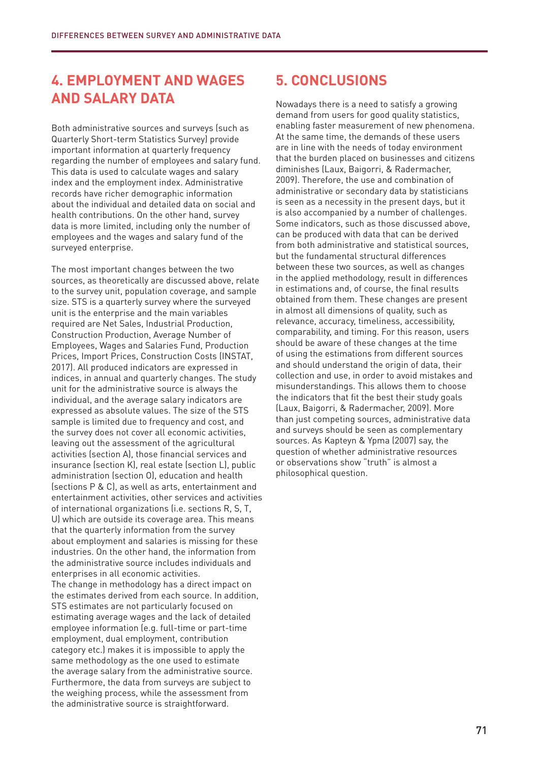## 4. EMPLOYMENT AND WAGES AND SALARY DATA

Both administrative sources and surveys (such as Quarterly Short-term Statistics Survey) provide important information at quarterly frequency regarding the number of employees and salary fund. This data is used to calculate wages and salary index and the employment index. Administrative records have richer demographic information about the individual and detailed data on social and health contributions. On the other hand, survey data is more limited, including only the number of employees and the wages and salary fund of the surveyed enterprise.

The most important changes between the two sources, as theoretically are discussed above, relate to the survey unit, population coverage, and sample size. STS is a quarterly survey where the surveyed unit is the enterprise and the main variables required are Net Sales, Industrial Production, Construction Production, Average Number of Employees, Wages and Salaries Fund, Production Prices, Import Prices, Construction Costs (INSTAT, 2017). All produced indicators are expressed in indices, in annual and quarterly changes. The study unit for the administrative source is always the individual, and the average salary indicators are expressed as absolute values. The size of the STS sample is limited due to frequency and cost, and the survey does not cover all economic activities, leaving out the assessment of the agricultural activities (section A), those financial services and insurance (section K), real estate (section L), public administration (section O), education and health (sections P & C), as well as arts, entertainment and entertainment activities, other services and activities of international organizations (i.e. sections R, S, T, U) which are outside its coverage area. This means that the quarterly information from the survey about employment and salaries is missing for these industries. On the other hand, the information from the administrative source includes individuals and enterprises in all economic activities.
The change in methodology has a direct impact on the estimates derived from each source. In addition, STS estimates are not particularly focused on estimating average wages and the lack of detailed employee information (e.g. full-time or part-time employment, dual employment, contribution category etc.) makes it is impossible to apply the same methodology as the one used to estimate the average salary from the administrative source. Furthermore, the data from surveys are subject to the weighing process, while the assessment from the administrative source is straightforward.

## 5. CONCLUSIONS

Nowadays there is a need to satisfy a growing demand from users for good quality statistics, enabling faster measurement of new phenomena. At the same time, the demands of these users are in line with the needs of today environment that the burden placed on businesses and citizens diminishes (Laux, Baigorri, & Radermacher, 2009). Therefore, the use and combination of administrative or secondary data by statisticians is seen as a necessity in the present days, but it is also accompanied by a number of challenges. Some indicators, such as those discussed above, can be produced with data that can be derived from both administrative and statistical sources, but the fundamental structural differences between these two sources, as well as changes in the applied methodology, result in differences in estimations and, of course, the final results obtained from them. These changes are present in almost all dimensions of quality, such as relevance, accuracy, timeliness, accessibility, comparability, and timing. For this reason, users should be aware of these changes at the time of using the estimations from different sources and should understand the origin of data, their collection and use, in order to avoid mistakes and misunderstandings. This allows them to choose the indicators that fit the best their study goals (Laux, Baigorri, & Radermacher, 2009). More than just competing sources, administrative data and surveys should be seen as complementary sources. As Kapteyn & Ypma (2007) say, the question of whether administrative resources or observations show "truth" is almost a philosophical question.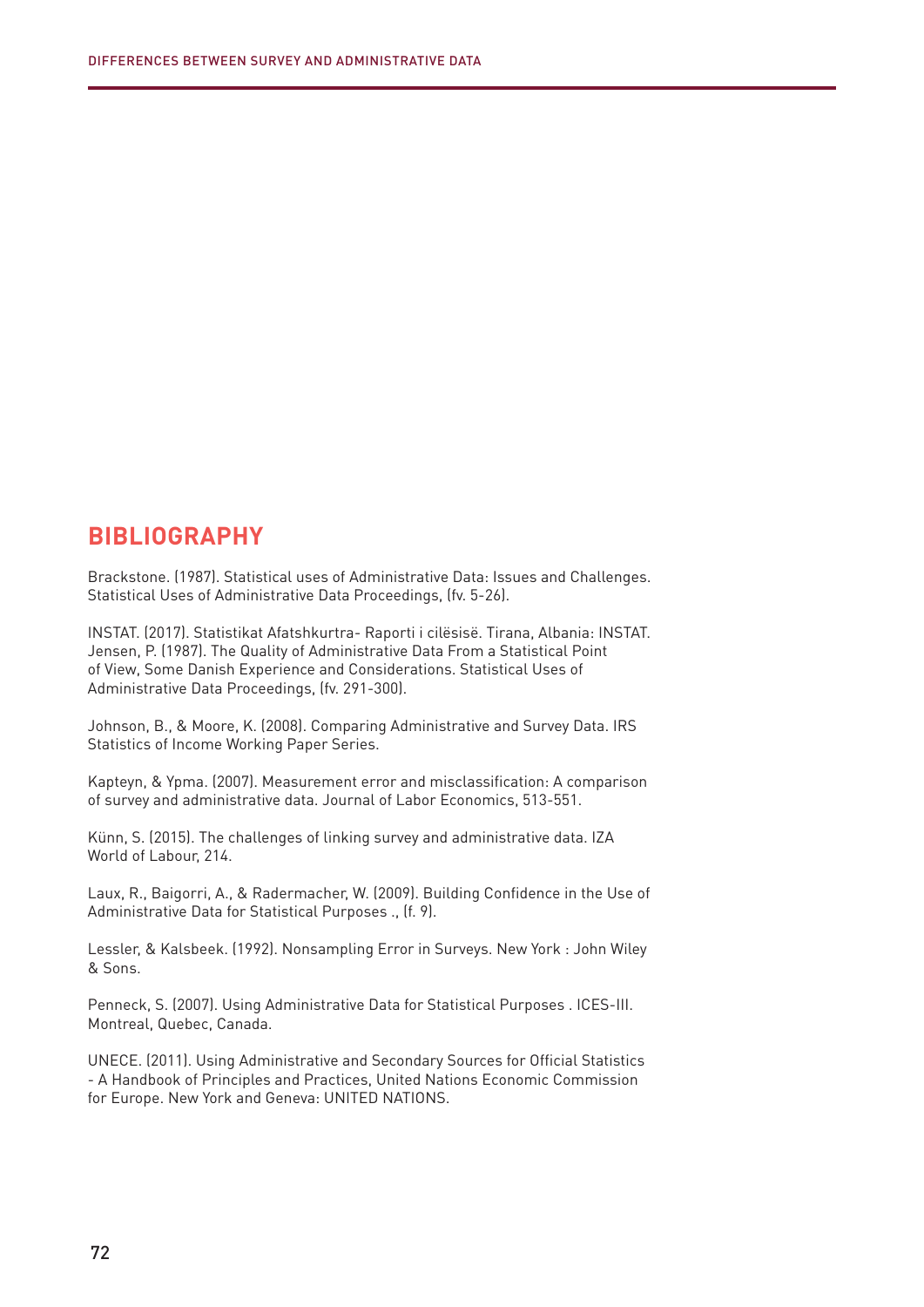# BIBLIOGRAPHY

Brackstone. (1987). Statistical uses of Administrative Data: Issues and Challenges. Statistical Uses of Administrative Data Proceedings, (fv. 5-26).

INSTAT. (2017). Statistikat Afatshkurtra- Raporti i cilësisë. Tirana, Albania: INSTAT. Jensen, P. (1987). The Quality of Administrative Data From a Statistical Point of View, Some Danish Experience and Considerations. Statistical Uses of Administrative Data Proceedings, (fv. 291-300).

Johnson, B., & Moore, K. (2008). Comparing Administrative and Survey Data. IRS Statistics of Income Working Paper Series.

Kapteyn, & Ypma. (2007). Measurement error and misclassification: A comparison of survey and administrative data. Journal of Labor Economics, 513-551.

Künn, S. (2015). The challenges of linking survey and administrative data. IZA World of Labour, 214.

Laux, R., Baigorri, A., & Radermacher, W. (2009). Building Confidence in the Use of Administrative Data for Statistical Purposes ., (f. 9).

Lessler, & Kalsbeek. (1992). Nonsampling Error in Surveys. New York : John Wiley & Sons.

Penneck, S. (2007). Using Administrative Data for Statistical Purposes . ICES-III. Montreal, Quebec, Canada.

UNECE. (2011). Using Administrative and Secondary Sources for Official Statistics - A Handbook of Principles and Practices, United Nations Economic Commission for Europe. New York and Geneva: UNITED NATIONS.